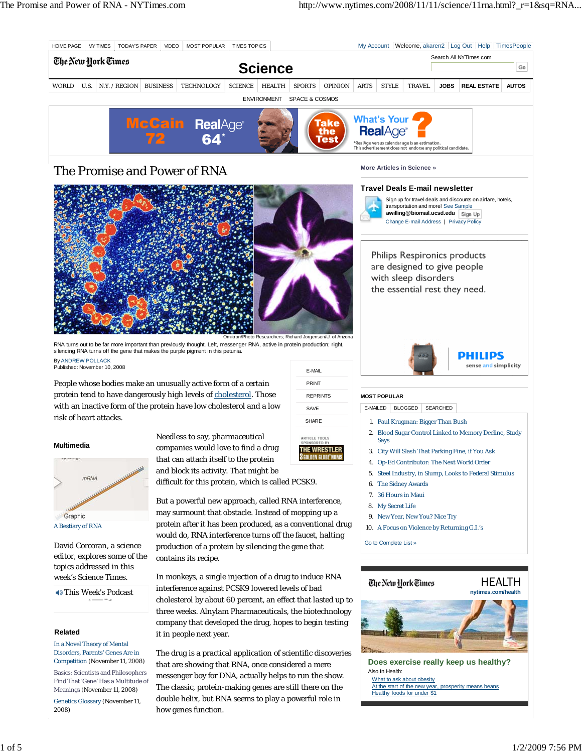# The Promise and Power of RNA

Omikron/Photo Researchers; Richard Jorgensen/U. of Arizona

RNA turns out to be far more important than previously thought. Left, messenger RNA, active in protein production; right, silencing RNA turns off the gene that makes the purple pigment in this petunia.

By ANDREW POLLACK
Published: November 10, 2008

People whose bodies make an unusually active form of a certain protein tend to have dangerously high levels of cholesterol. Those with an inactive form of the protein have low cholesterol and a low risk of heart attacks.

Needless to say, pharmaceutical companies would love to find a drug that can attach itself to the protein and block its activity. That might be difficult for this protein, which is called PCSK9.

But a powerful new approach, called RNA interference, may surmount that obstacle. Instead of mopping up a protein after it has been produced, as a conventional drug would do, RNA interference turns off the faucet, halting production of a protein by silencing the gene that contains its recipe.

In monkeys, a single injection of a drug to induce RNA interference against PCSK9 lowered levels of bad cholesterol by about 60 percent, an effect that lasted up to three weeks. Alnylam Pharmaceuticals, the biotechnology company that developed the drug, hopes to begin testing it in people next year.

The drug is a practical application of scientific discoveries that are showing that RNA, once considered a mere messenger boy for DNA, actually helps to run the show. The classic, protein-making genes are still there on the double helix, but RNA seems to play a powerful role in how genes function.

### Multimedia

Graphic
A Bestiary of RNA

David Corcoran, a science editor, explores some of the topics addressed in this week's Science Times.

This Week's Podcast

### Related

In a Novel Theory of Mental Disorders, Parents' Genes Are in Competition (November 11, 2008)

Basics: Scientists and Philosophers Find That 'Gene' Has a Multitude of Meanings (November 11, 2008)

Genetics Glossary (November 11, 2008)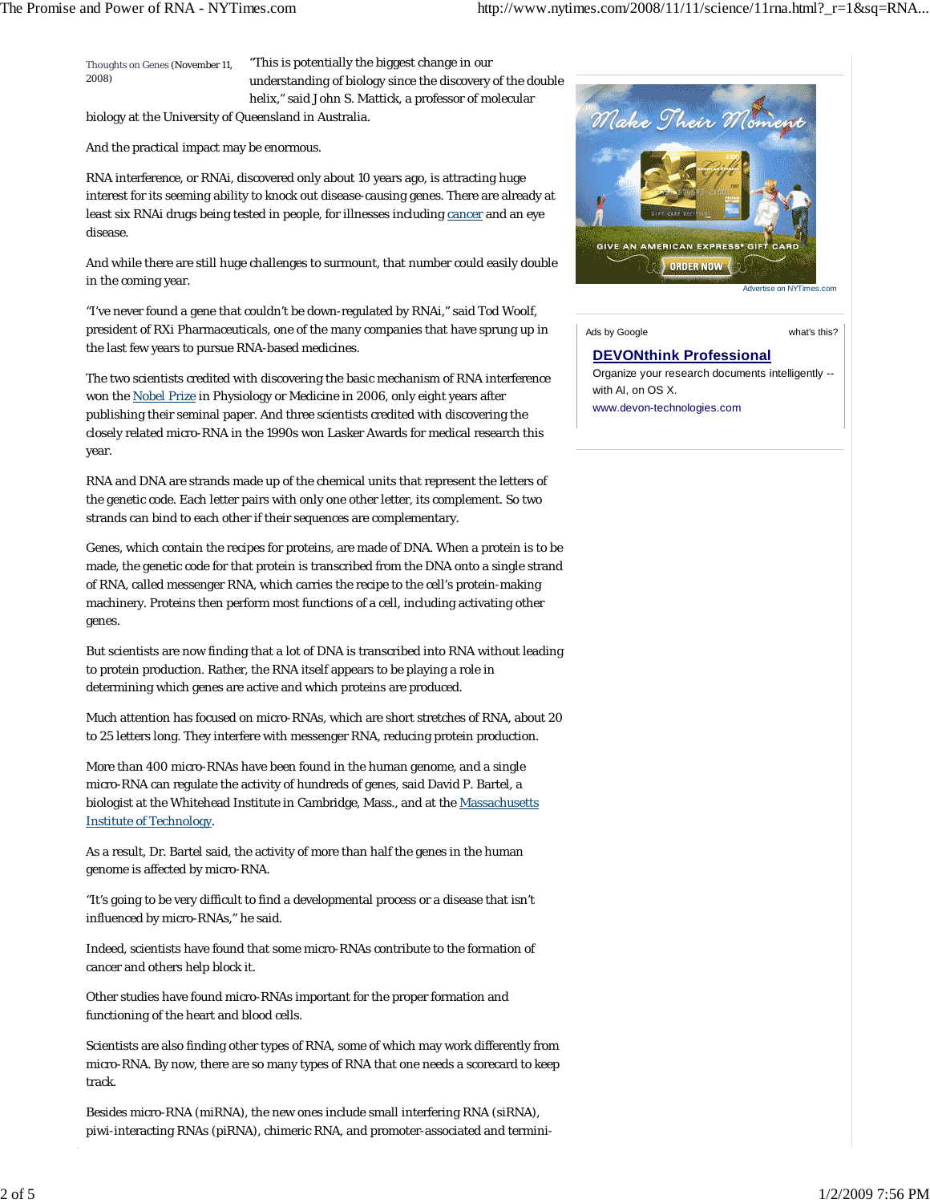Thoughts on Genes (November 11, 2008)

"This is potentially the biggest change in our understanding of biology since the discovery of the double helix," said John S. Mattick, a professor of molecular biology at the University of Queensland in Australia.

And the practical impact may be enormous.

RNA interference, or RNAi, discovered only about 10 years ago, is attracting huge interest for its seeming ability to knock out disease-causing genes. There are already at least six RNAi drugs being tested in people, for illnesses including cancer and an eye disease.

And while there are still huge challenges to surmount, that number could easily double in the coming year.

"I've never found a gene that couldn't be down-regulated by RNAi," said Tod Woolf, president of RXi Pharmaceuticals, one of the many companies that have sprung up in the last few years to pursue RNA-based medicines.

The two scientists credited with discovering the basic mechanism of RNA interference won the Nobel Prize in Physiology or Medicine in 2006, only eight years after publishing their seminal paper. And three scientists credited with discovering the closely related micro-RNA in the 1990s won Lasker Awards for medical research this year.

RNA and DNA are strands made up of the chemical units that represent the letters of the genetic code. Each letter pairs with only one other letter, its complement. So two strands can bind to each other if their sequences are complementary.

Genes, which contain the recipes for proteins, are made of DNA. When a protein is to be made, the genetic code for that protein is transcribed from the DNA onto a single strand of RNA, called messenger RNA, which carries the recipe to the cell's protein-making machinery. Proteins then perform most functions of a cell, including activating other genes.

But scientists are now finding that a lot of DNA is transcribed into RNA without leading to protein production. Rather, the RNA itself appears to be playing a role in determining which genes are active and which proteins are produced.

Much attention has focused on micro-RNAs, which are short stretches of RNA, about 20 to 25 letters long. They interfere with messenger RNA, reducing protein production.

More than 400 micro-RNAs have been found in the human genome, and a single micro-RNA can regulate the activity of hundreds of genes, said David P. Bartel, a biologist at the Whitehead Institute in Cambridge, Mass., and at the Massachusetts Institute of Technology.

As a result, Dr. Bartel said, the activity of more than half the genes in the human genome is affected by micro-RNA.

"It's going to be very difficult to find a developmental process or a disease that isn't influenced by micro-RNAs," he said.

Indeed, scientists have found that some micro-RNAs contribute to the formation of cancer and others help block it.

Other studies have found micro-RNAs important for the proper formation and functioning of the heart and blood cells.

Scientists are also finding other types of RNA, some of which may work differently from micro-RNA. By now, there are so many types of RNA that one needs a scorecard to keep track.

Besides micro-RNA (miRNA), the new ones include small interfering RNA (siRNA), piwi-interacting RNAs (piRNA), chimeric RNA, and promoter-associated and termini-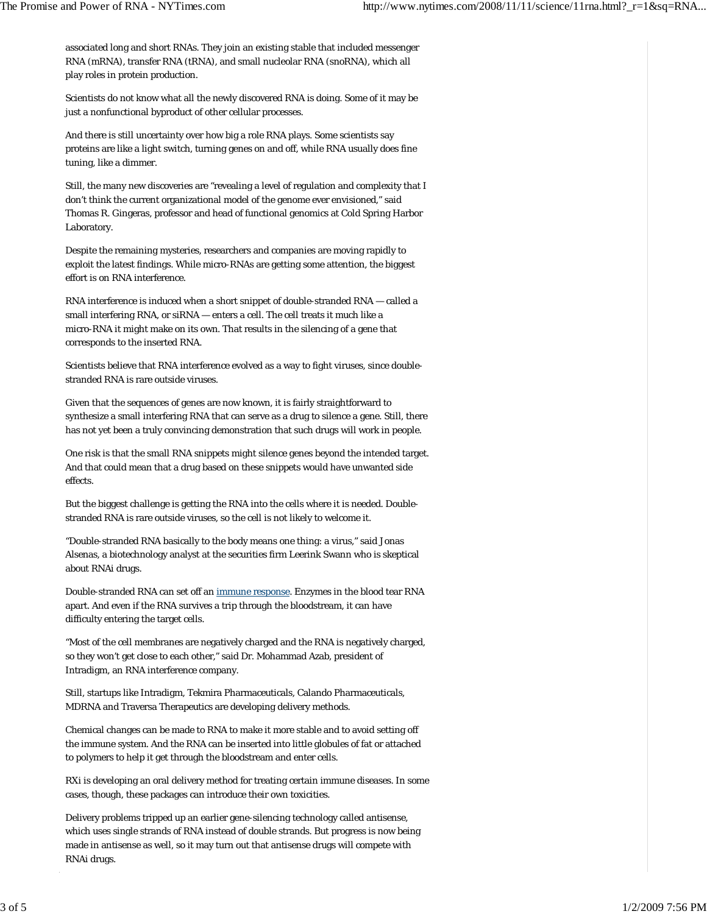associated long and short RNAs. They join an existing stable that included messenger RNA (mRNA), transfer RNA (tRNA), and small nucleolar RNA (snoRNA), which all play roles in protein production.

Scientists do not know what all the newly discovered RNA is doing. Some of it may be just a nonfunctional byproduct of other cellular processes.

And there is still uncertainty over how big a role RNA plays. Some scientists say proteins are like a light switch, turning genes on and off, while RNA usually does fine tuning, like a dimmer.

Still, the many new discoveries are "revealing a level of regulation and complexity that I don't think the current organizational model of the genome ever envisioned," said Thomas R. Gingeras, professor and head of functional genomics at Cold Spring Harbor Laboratory.

Despite the remaining mysteries, researchers and companies are moving rapidly to exploit the latest findings. While micro-RNAs are getting some attention, the biggest effort is on RNA interference.

RNA interference is induced when a short snippet of double-stranded RNA — called a small interfering RNA, or siRNA — enters a cell. The cell treats it much like a micro-RNA it might make on its own. That results in the silencing of a gene that corresponds to the inserted RNA.

Scientists believe that RNA interference evolved as a way to fight viruses, since double-stranded RNA is rare outside viruses.

Given that the sequences of genes are now known, it is fairly straightforward to synthesize a small interfering RNA that can serve as a drug to silence a gene. Still, there has not yet been a truly convincing demonstration that such drugs will work in people.

One risk is that the small RNA snippets might silence genes beyond the intended target. And that could mean that a drug based on these snippets would have unwanted side effects.

But the biggest challenge is getting the RNA into the cells where it is needed. Double-stranded RNA is rare outside viruses, so the cell is not likely to welcome it.

"Double-stranded RNA basically to the body means one thing: a virus," said Jonas Alsenas, a biotechnology analyst at the securities firm Leerink Swann who is skeptical about RNAi drugs.

Double-stranded RNA can set off an immune response. Enzymes in the blood tear RNA apart. And even if the RNA survives a trip through the bloodstream, it can have difficulty entering the target cells.

"Most of the cell membranes are negatively charged and the RNA is negatively charged, so they won't get close to each other," said Dr. Mohammad Azab, president of Intradigm, an RNA interference company.

Still, startups like Intradigm, Tekmira Pharmaceuticals, Calando Pharmaceuticals, MDRNA and Traversa Therapeutics are developing delivery methods.

Chemical changes can be made to RNA to make it more stable and to avoid setting off the immune system. And the RNA can be inserted into little globules of fat or attached to polymers to help it get through the bloodstream and enter cells.

RXi is developing an oral delivery method for treating certain immune diseases. In some cases, though, these packages can introduce their own toxicities.

Delivery problems tripped up an earlier gene-silencing technology called antisense, which uses single strands of RNA instead of double strands. But progress is now being made in antisense as well, so it may turn out that antisense drugs will compete with RNAi drugs.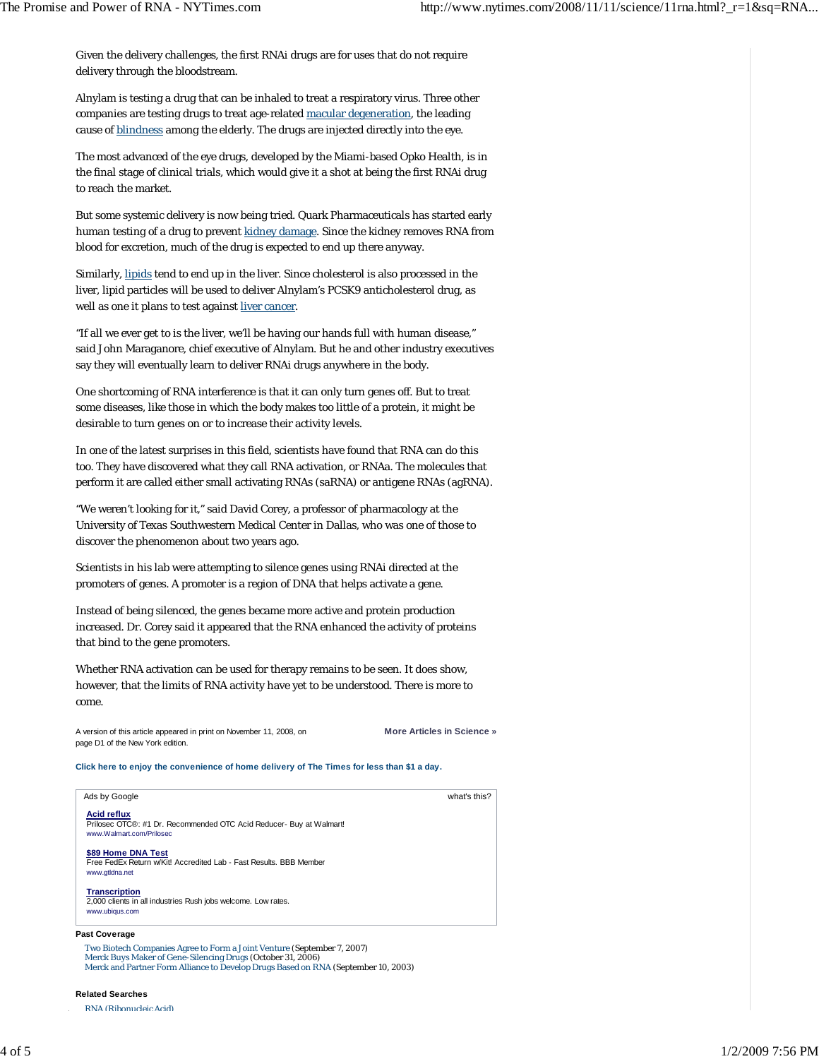Given the delivery challenges, the first RNAi drugs are for uses that do not require delivery through the bloodstream.

Alnylam is testing a drug that can be inhaled to treat a respiratory virus. Three other companies are testing drugs to treat age-related macular degeneration, the leading cause of blindness among the elderly. The drugs are injected directly into the eye.

The most advanced of the eye drugs, developed by the Miami-based Opko Health, is in the final stage of clinical trials, which would give it a shot at being the first RNAi drug to reach the market.

But some systemic delivery is now being tried. Quark Pharmaceuticals has started early human testing of a drug to prevent kidney damage. Since the kidney removes RNA from blood for excretion, much of the drug is expected to end up there anyway.

Similarly, lipids tend to end up in the liver. Since cholesterol is also processed in the liver, lipid particles will be used to deliver Alnylam's PCSK9 anticholesterol drug, as well as one it plans to test against liver cancer.

"If all we ever get to is the liver, we'll be having our hands full with human disease," said John Maraganore, chief executive of Alnylam. But he and other industry executives say they will eventually learn to deliver RNAi drugs anywhere in the body.

One shortcoming of RNA interference is that it can only turn genes off. But to treat some diseases, like those in which the body makes too little of a protein, it might be desirable to turn genes on or to increase their activity levels.

In one of the latest surprises in this field, scientists have found that RNA can do this too. They have discovered what they call RNA activation, or RNAa. The molecules that perform it are called either small activating RNAs (saRNA) or antigene RNAs (agRNA).

"We weren't looking for it," said David Corey, a professor of pharmacology at the University of Texas Southwestern Medical Center in Dallas, who was one of those to discover the phenomenon about two years ago.

Scientists in his lab were attempting to silence genes using RNAi directed at the promoters of genes. A promoter is a region of DNA that helps activate a gene.

Instead of being silenced, the genes became more active and protein production increased. Dr. Corey said it appeared that the RNA enhanced the activity of proteins that bind to the gene promoters.

Whether RNA activation can be used for therapy remains to be seen. It does show, however, that the limits of RNA activity have yet to be understood. There is more to come.

A version of this article appeared in print on November 11, 2008, on page D1 of the New York edition.

**More Articles in Science »**

**Click here to enjoy the convenience of home delivery of The Times for less than $1 a day.**

Ads by Google — what's this?

**Acid reflux**
Prilosec OTC®: #1 Dr. Recommended OTC Acid Reducer- Buy at Walmart!
www.Walmart.com/Prilosec

**$89 Home DNA Test**
Free FedEx Return w/Kit! Accredited Lab - Fast Results. BBB Member
www.gtldna.net

**Transcription**
2,000 clients in all industries Rush jobs welcome. Low rates.
www.ubiqus.com

**Past Coverage**

- Two Biotech Companies Agree to Form a Joint Venture (September 7, 2007)
- Merck Buys Maker of Gene-Silencing Drugs (October 31, 2006)
- Merck and Partner Form Alliance to Develop Drugs Based on RNA (September 10, 2003)

**Related Searches**

- RNA (Ribonucleic Acid)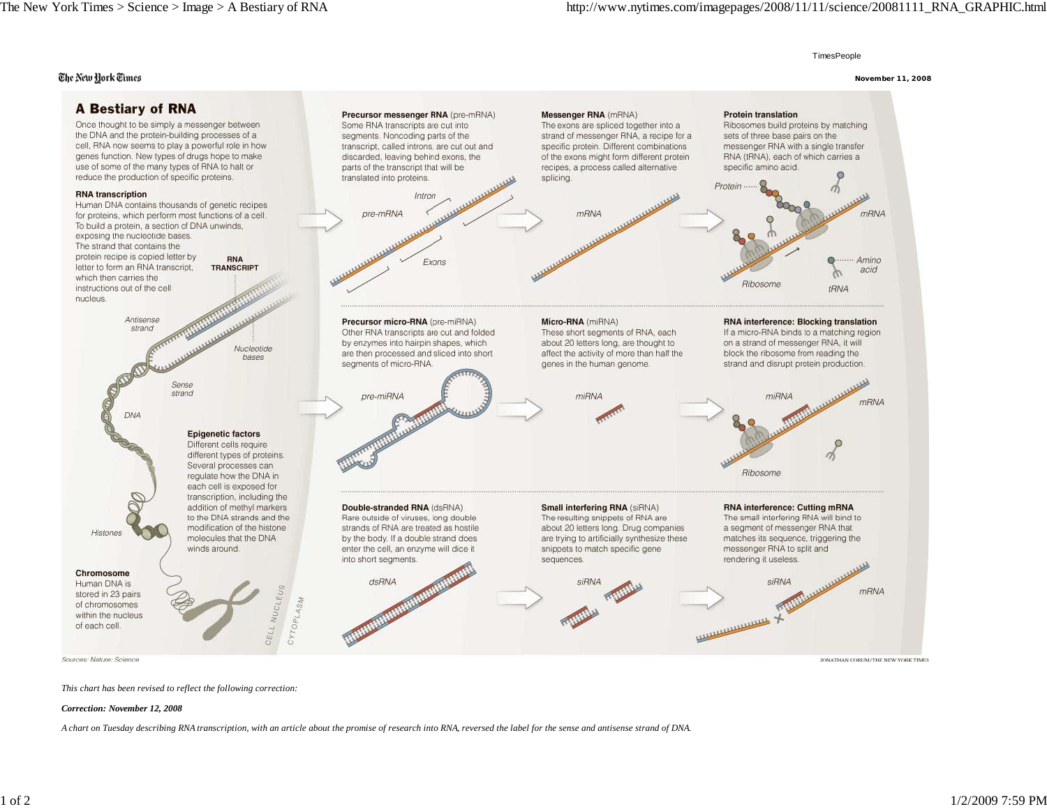The New York Times

November 11, 2008

# A Bestiary of RNA

Once thought to be simply a messenger between the DNA and the protein-building processes of a cell, RNA now seems to play a powerful role in how genes function. New types of drugs hope to make use of some of the many types of RNA to halt or reduce the production of specific proteins.

### RNA transcription

Human DNA contains thousands of genetic recipes for proteins, which perform most functions of a cell. To build a protein, a section of DNA unwinds, exposing the nucleotide bases. The strand that contains the protein recipe is copied letter by letter to form an RNA transcript, which then carries the instructions out of the cell nucleus.

RNA TRANSCRIPT

Antisense strand

Nucleotide bases

Sense strand

DNA

### Epigenetic factors

Different cells require different types of proteins. Several processes can regulate how the DNA in each cell is exposed for transcription, including the addition of methyl markers to the DNA strands and the modification of the histone molecules that the DNA winds around.

Histones

### Chromosome

Human DNA is stored in 23 pairs of chromosomes within the nucleus of each cell.

CELL NUCLEUS

CYTOPLASM

### Precursor messenger RNA (pre-mRNA)

Some RNA transcripts are cut into segments. Noncoding parts of the transcript, called introns, are cut out and discarded, leaving behind exons, the parts of the transcript that will be translated into proteins.

pre-mRNA

Intron

Exons

### Messenger RNA (mRNA)

The exons are spliced together into a strand of messenger RNA, a recipe for a specific protein. Different combinations of the exons might form different protein recipes, a process called alternative splicing.

mRNA

### Protein translation

Ribosomes build proteins by matching sets of three base pairs on the messenger RNA with a single transfer RNA (tRNA), each of which carries a specific amino acid.

Protein

mRNA

Amino acid

Ribosome

tRNA

### Precursor micro-RNA (pre-miRNA)

Other RNA transcripts are cut and folded by enzymes into hairpin shapes, which are then processed and sliced into short segments of micro-RNA.

pre-miRNA

### Micro-RNA (miRNA)

These short segments of RNA, each about 20 letters long, are thought to affect the activity of more than half the genes in the human genome.

miRNA

### RNA interference: Blocking translation

If a micro-RNA binds to a matching region on a strand of messenger RNA, it will block the ribosome from reading the strand and disrupt protein production.

miRNA

mRNA

Ribosome

### Double-stranded RNA (dsRNA)

Rare outside of viruses, long double strands of RNA are treated as hostile by the body. If a double strand does enter the cell, an enzyme will dice it into short segments.

dsRNA

### Small interfering RNA (siRNA)

The resulting snippets of RNA are about 20 letters long. Drug companies are trying to artificially synthesize these snippets to match specific gene sequences.

siRNA

### RNA interference: Cutting mRNA

The small interfering RNA will bind to a segment of messenger RNA that matches its sequence, triggering the messenger RNA to split and rendering it useless.

siRNA

mRNA

Sources: Nature; Science

JONATHAN CORUM/THE NEW YORK TIMES

*This chart has been revised to reflect the following correction:*

***Correction: November 12, 2008***

*A chart on Tuesday describing RNA transcription, with an article about the promise of research into RNA, reversed the label for the sense and antisense strand of DNA.*